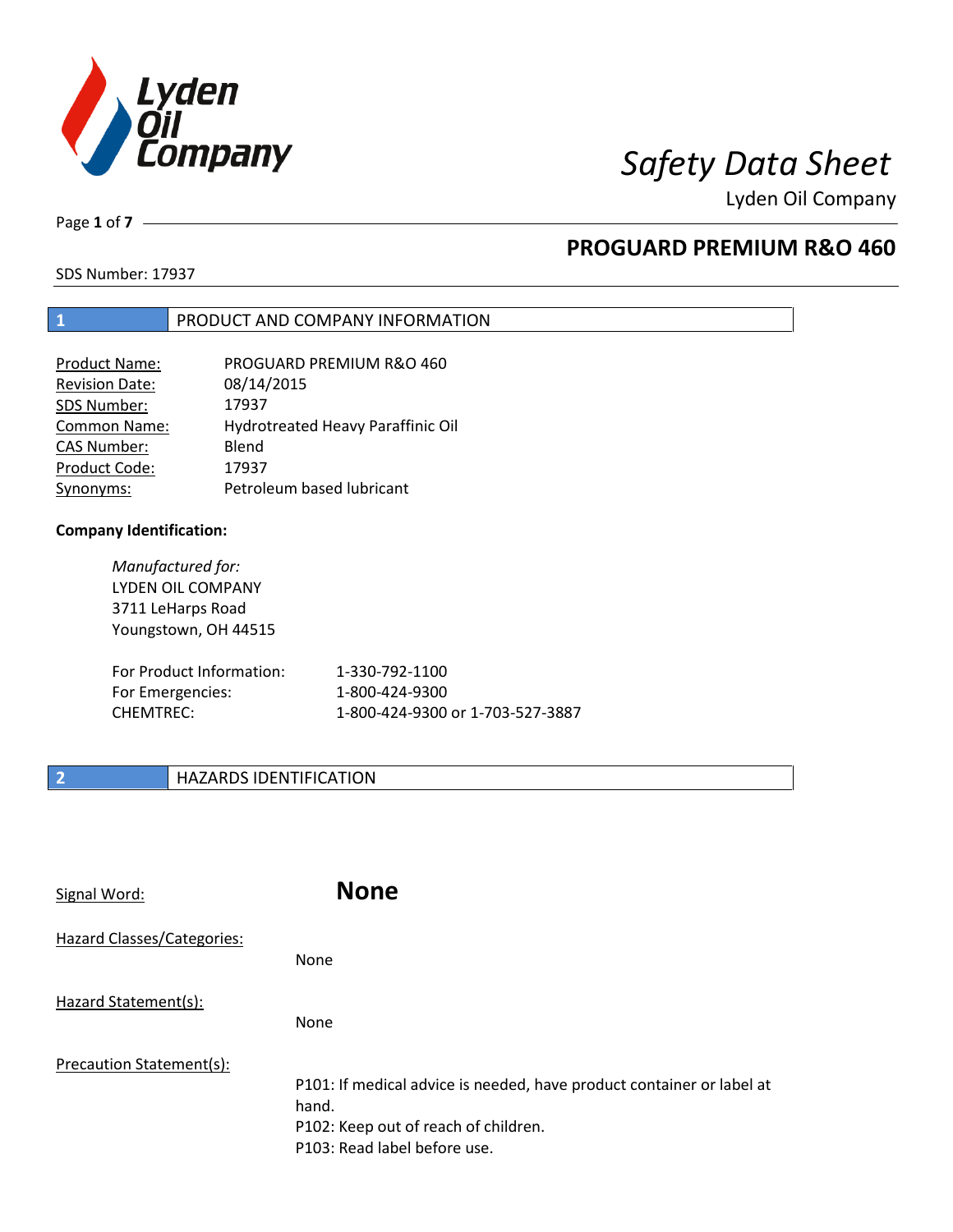# Safety Data Sheet

Lyden Oil Company

## PROGUARD PREMIUM R&O 460

SDS Number: 17937

## 1 PRODUCT AND COMPANY INFORMATION

| | |
|---|---|
| Product Name: | PROGUARD PREMIUM R&O 460 |
| Revision Date: | 08/14/2015 |
| SDS Number: | 17937 |
| Common Name: | Hydrotreated Heavy Paraffinic Oil |
| CAS Number: | Blend |
| Product Code: | 17937 |
| Synonyms: | Petroleum based lubricant |

**Company Identification:**

*Manufactured for:*
LYDEN OIL COMPANY
3711 LeHarps Road
Youngstown, OH 44515

| | |
|---|---|
| For Product Information: | 1-330-792-1100 |
| For Emergencies: | 1-800-424-9300 |
| CHEMTREC: | 1-800-424-9300 or 1-703-527-3887 |

## 2 HAZARDS IDENTIFICATION

Signal Word: **None**

Hazard Classes/Categories:

None

Hazard Statement(s):

None

Precaution Statement(s):

P101: If medical advice is needed, have product container or label at hand.
P102: Keep out of reach of children.
P103: Read label before use.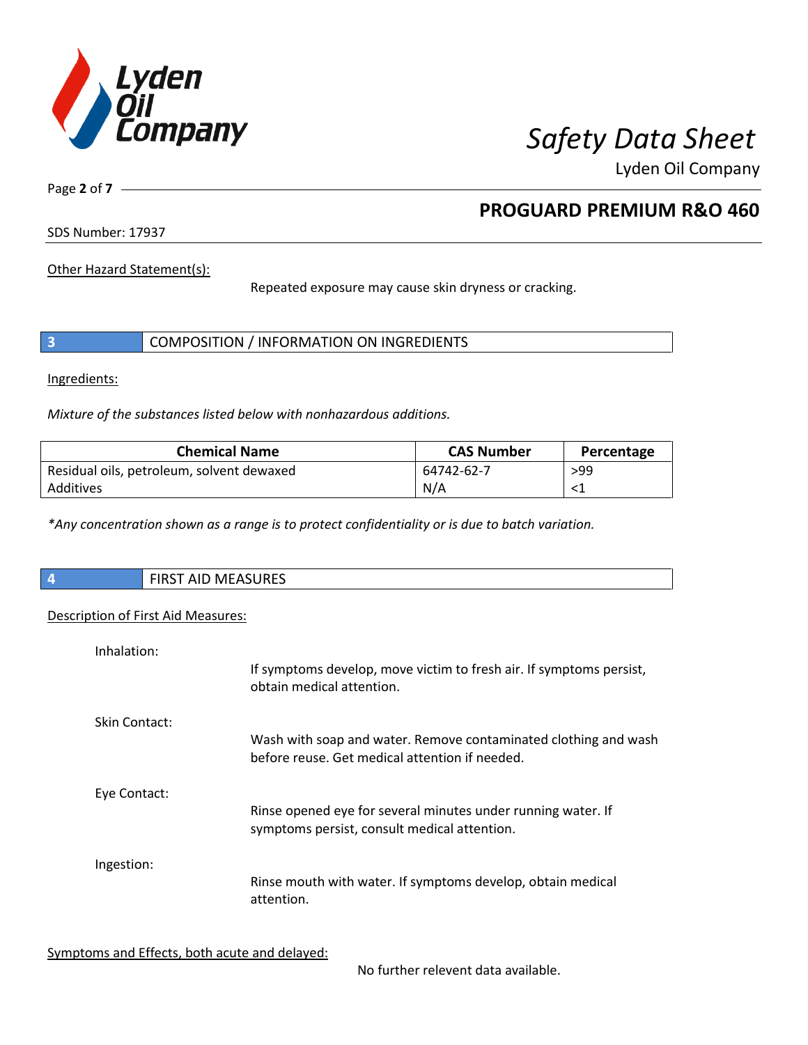Other Hazard Statement(s):

Repeated exposure may cause skin dryness or cracking.

## 3 COMPOSITION / INFORMATION ON INGREDIENTS

Ingredients:

*Mixture of the substances listed below with nonhazardous additions.*

| Chemical Name | CAS Number | Percentage |
|---|---|---|
| Residual oils, petroleum, solvent dewaxed | 64742-62-7 | >99 |
| Additives | N/A | <1 |

*\*Any concentration shown as a range is to protect confidentiality or is due to batch variation.*

## 4 FIRST AID MEASURES

Description of First Aid Measures:

Inhalation:

If symptoms develop, move victim to fresh air. If symptoms persist, obtain medical attention.

Skin Contact:

Wash with soap and water. Remove contaminated clothing and wash before reuse. Get medical attention if needed.

Eye Contact:

Rinse opened eye for several minutes under running water. If symptoms persist, consult medical attention.

Ingestion:

Rinse mouth with water. If symptoms develop, obtain medical attention.

Symptoms and Effects, both acute and delayed:

No further relevent data available.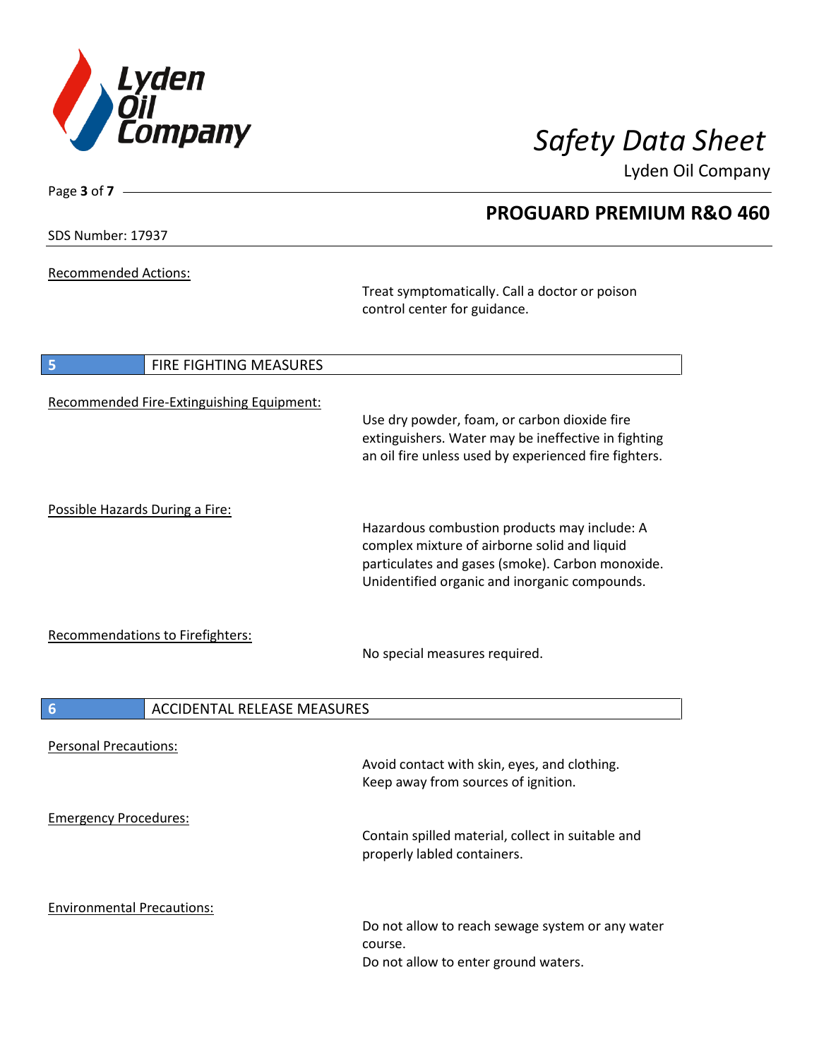Recommended Actions:

Treat symptomatically. Call a doctor or poison control center for guidance.

## 5 FIRE FIGHTING MEASURES

Recommended Fire-Extinguishing Equipment:

Use dry powder, foam, or carbon dioxide fire extinguishers. Water may be ineffective in fighting an oil fire unless used by experienced fire fighters.

Possible Hazards During a Fire:

Hazardous combustion products may include: A complex mixture of airborne solid and liquid particulates and gases (smoke). Carbon monoxide. Unidentified organic and inorganic compounds.

Recommendations to Firefighters:

No special measures required.

## 6 ACCIDENTAL RELEASE MEASURES

Personal Precautions:

Avoid contact with skin, eyes, and clothing. Keep away from sources of ignition.

Emergency Procedures:

Contain spilled material, collect in suitable and properly labled containers.

Environmental Precautions:

Do not allow to reach sewage system or any water course.
Do not allow to enter ground waters.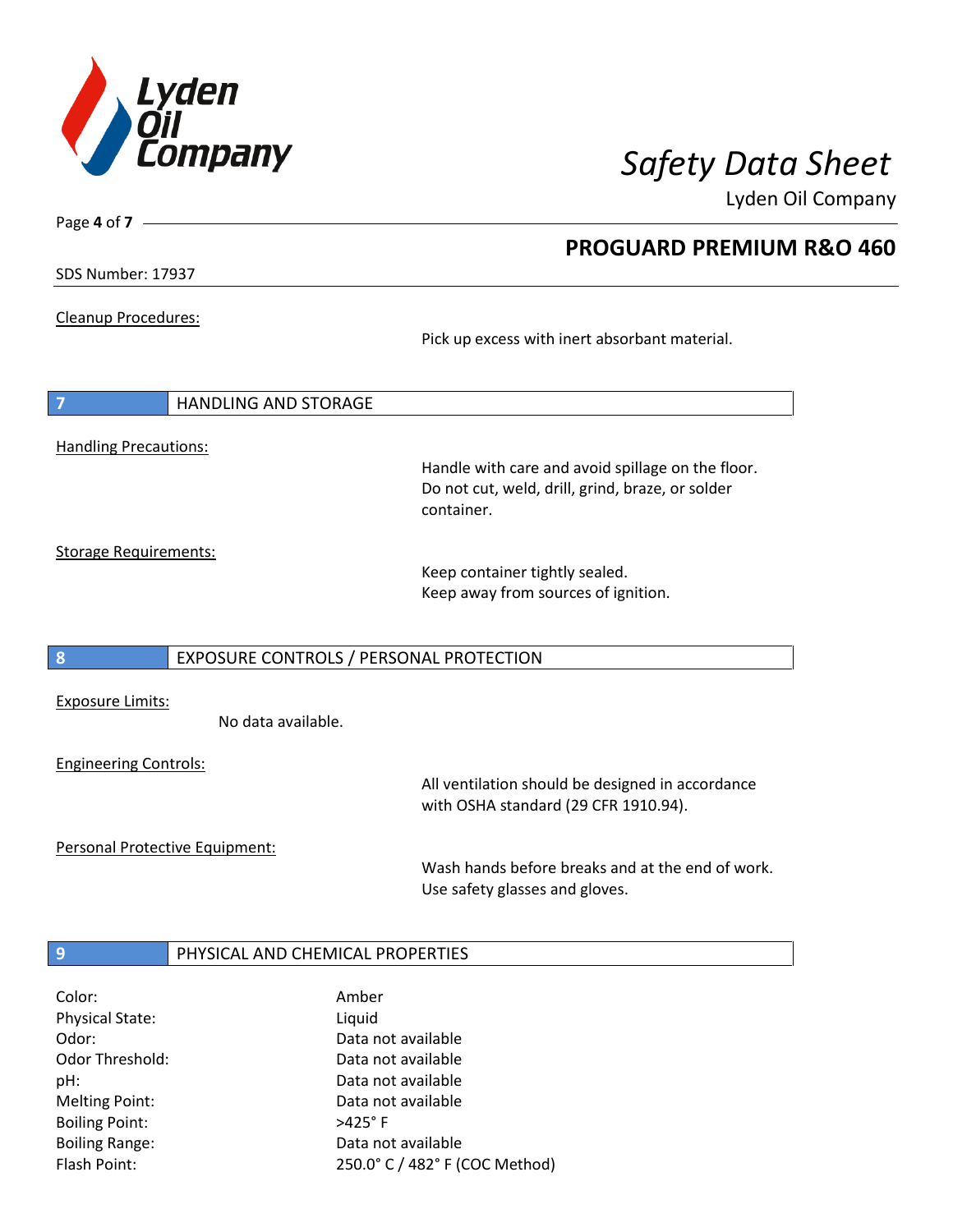Cleanup Procedures:

Pick up excess with inert absorbant material.

## 7 HANDLING AND STORAGE

Handling Precautions:

Handle with care and avoid spillage on the floor. Do not cut, weld, drill, grind, braze, or solder container.

Storage Requirements:

Keep container tightly sealed.
Keep away from sources of ignition.

## 8 EXPOSURE CONTROLS / PERSONAL PROTECTION

Exposure Limits:

No data available.

Engineering Controls:

All ventilation should be designed in accordance with OSHA standard (29 CFR 1910.94).

Personal Protective Equipment:

Wash hands before breaks and at the end of work.
Use safety glasses and gloves.

## 9 PHYSICAL AND CHEMICAL PROPERTIES

| | |
|---|---|
| Color: | Amber |
| Physical State: | Liquid |
| Odor: | Data not available |
| Odor Threshold: | Data not available |
| pH: | Data not available |
| Melting Point: | Data not available |
| Boiling Point: | >425° F |
| Boiling Range: | Data not available |
| Flash Point: | 250.0° C / 482° F (COC Method) |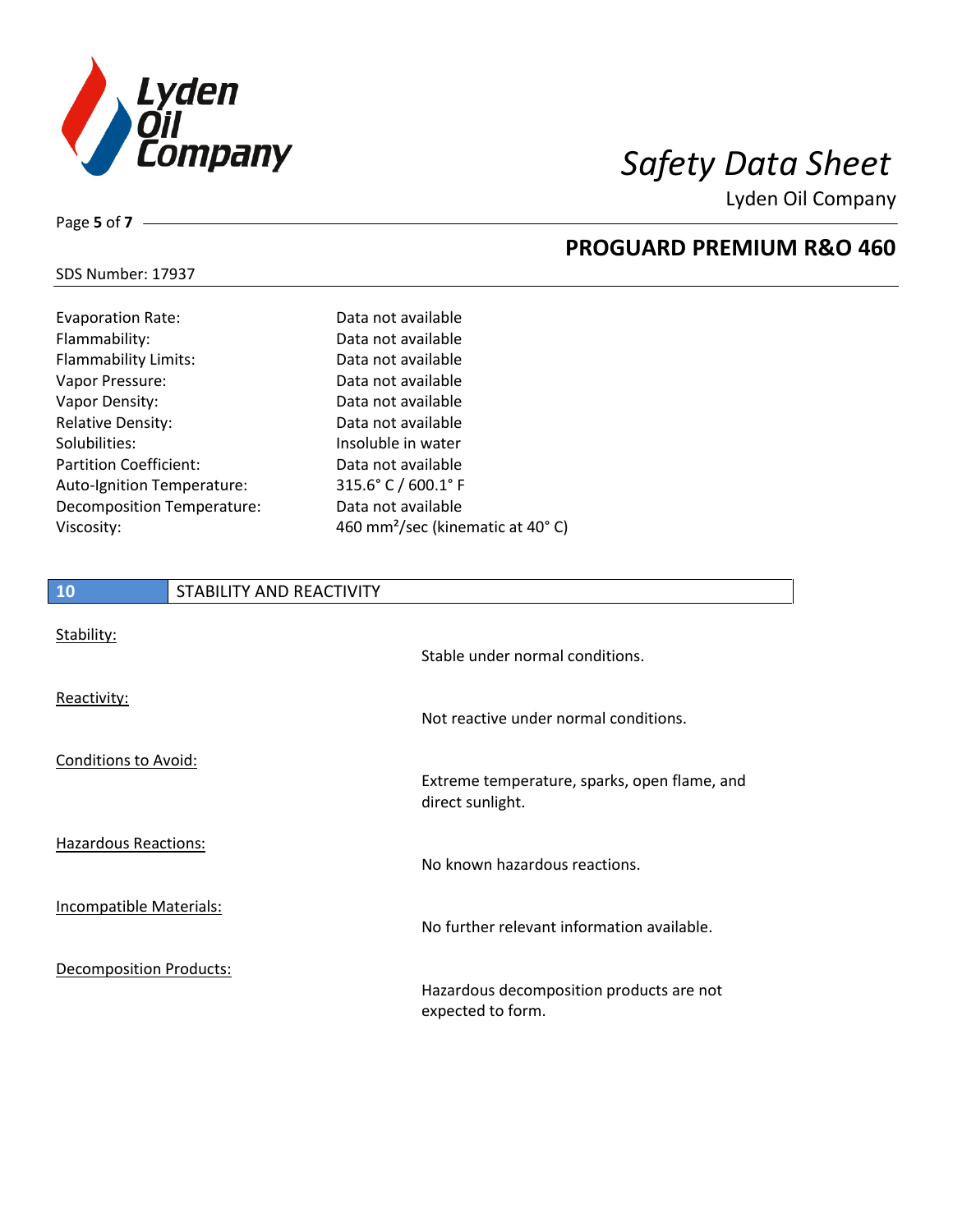| | |
|---|---|
| Evaporation Rate: | Data not available |
| Flammability: | Data not available |
| Flammability Limits: | Data not available |
| Vapor Pressure: | Data not available |
| Vapor Density: | Data not available |
| Relative Density: | Data not available |
| Solubilities: | Insoluble in water |
| Partition Coefficient: | Data not available |
| Auto-Ignition Temperature: | 315.6° C / 600.1° F |
| Decomposition Temperature: | Data not available |
| Viscosity: | 460 $mm^2$/sec (kinematic at 40° C) |

## 10 STABILITY AND REACTIVITY

Stability:

Stable under normal conditions.

Reactivity:

Not reactive under normal conditions.

Conditions to Avoid:

Extreme temperature, sparks, open flame, and direct sunlight.

Hazardous Reactions:

No known hazardous reactions.

Incompatible Materials:

No further relevant information available.

Decomposition Products:

Hazardous decomposition products are not expected to form.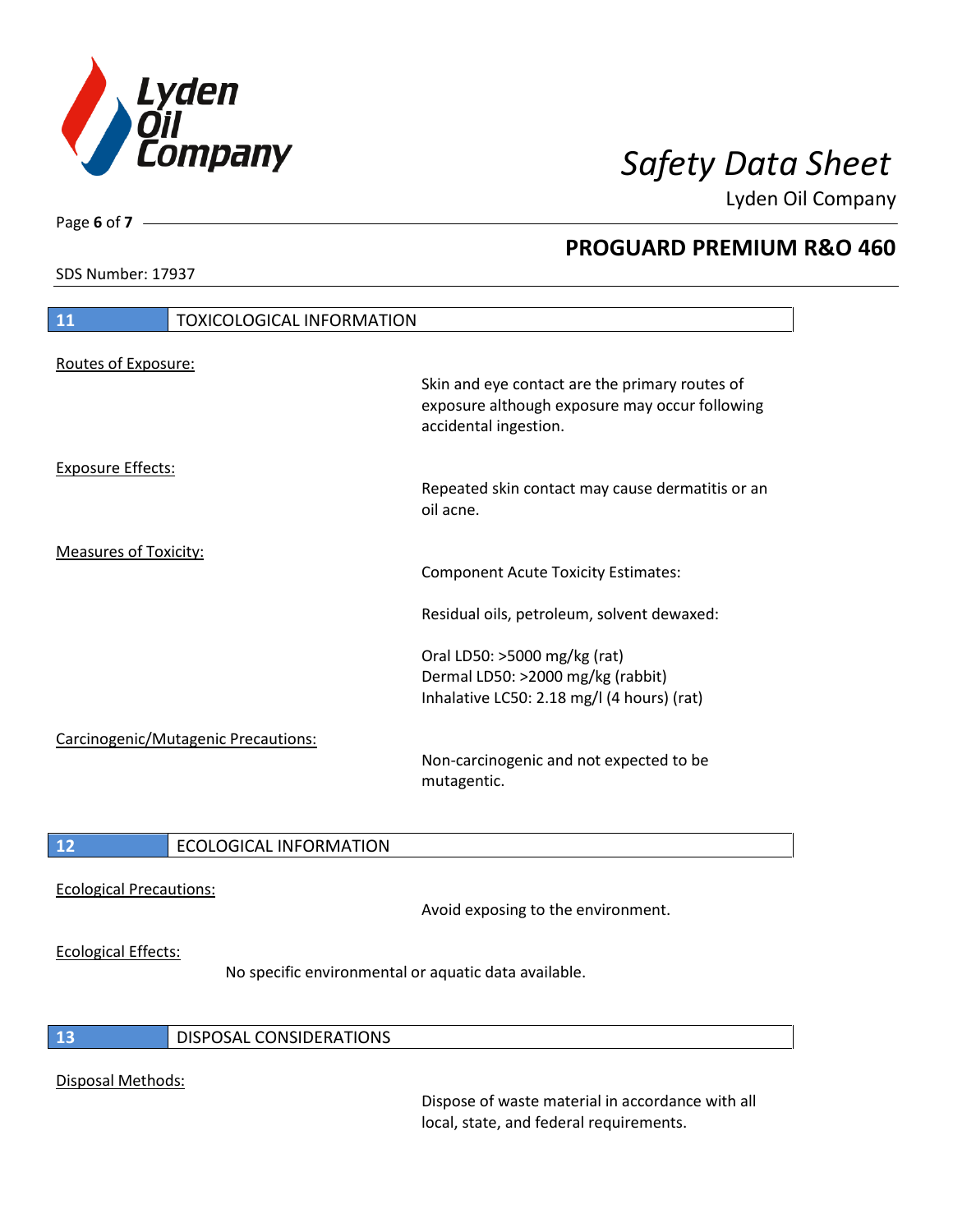## 11 TOXICOLOGICAL INFORMATION

Routes of Exposure:

Skin and eye contact are the primary routes of exposure although exposure may occur following accidental ingestion.

Exposure Effects:

Repeated skin contact may cause dermatitis or an oil acne.

Measures of Toxicity:

Component Acute Toxicity Estimates:

Residual oils, petroleum, solvent dewaxed:

Oral LD50: >5000 mg/kg (rat)
Dermal LD50: >2000 mg/kg (rabbit)
Inhalative LC50: 2.18 mg/l (4 hours) (rat)

Carcinogenic/Mutagenic Precautions:

Non-carcinogenic and not expected to be mutagentic.

## 12 ECOLOGICAL INFORMATION

Ecological Precautions:

Avoid exposing to the environment.

Ecological Effects:

No specific environmental or aquatic data available.

## 13 DISPOSAL CONSIDERATIONS

Disposal Methods:

Dispose of waste material in accordance with all local, state, and federal requirements.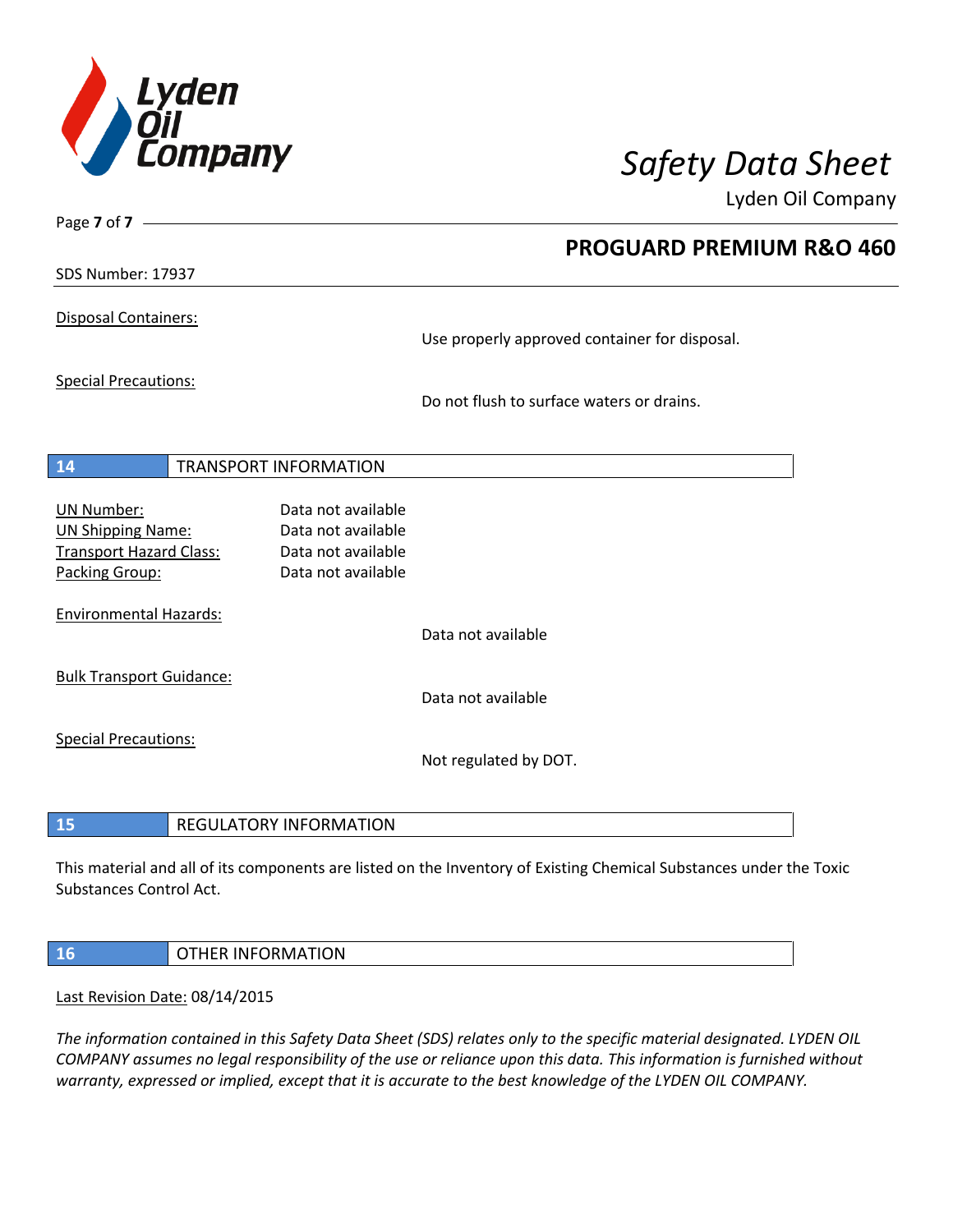Disposal Containers:

Use properly approved container for disposal.

Special Precautions:

Do not flush to surface waters or drains.

## 14 TRANSPORT INFORMATION

| | |
|---|---|
| UN Number: | Data not available |
| UN Shipping Name: | Data not available |
| Transport Hazard Class: | Data not available |
| Packing Group: | Data not available |

Environmental Hazards:

Data not available

Bulk Transport Guidance:

Data not available

Special Precautions:

Not regulated by DOT.

## 15 REGULATORY INFORMATION

This material and all of its components are listed on the Inventory of Existing Chemical Substances under the Toxic Substances Control Act.

## 16 OTHER INFORMATION

Last Revision Date: 08/14/2015

*The information contained in this Safety Data Sheet (SDS) relates only to the specific material designated. LYDEN OIL COMPANY assumes no legal responsibility of the use or reliance upon this data. This information is furnished without warranty, expressed or implied, except that it is accurate to the best knowledge of the LYDEN OIL COMPANY.*